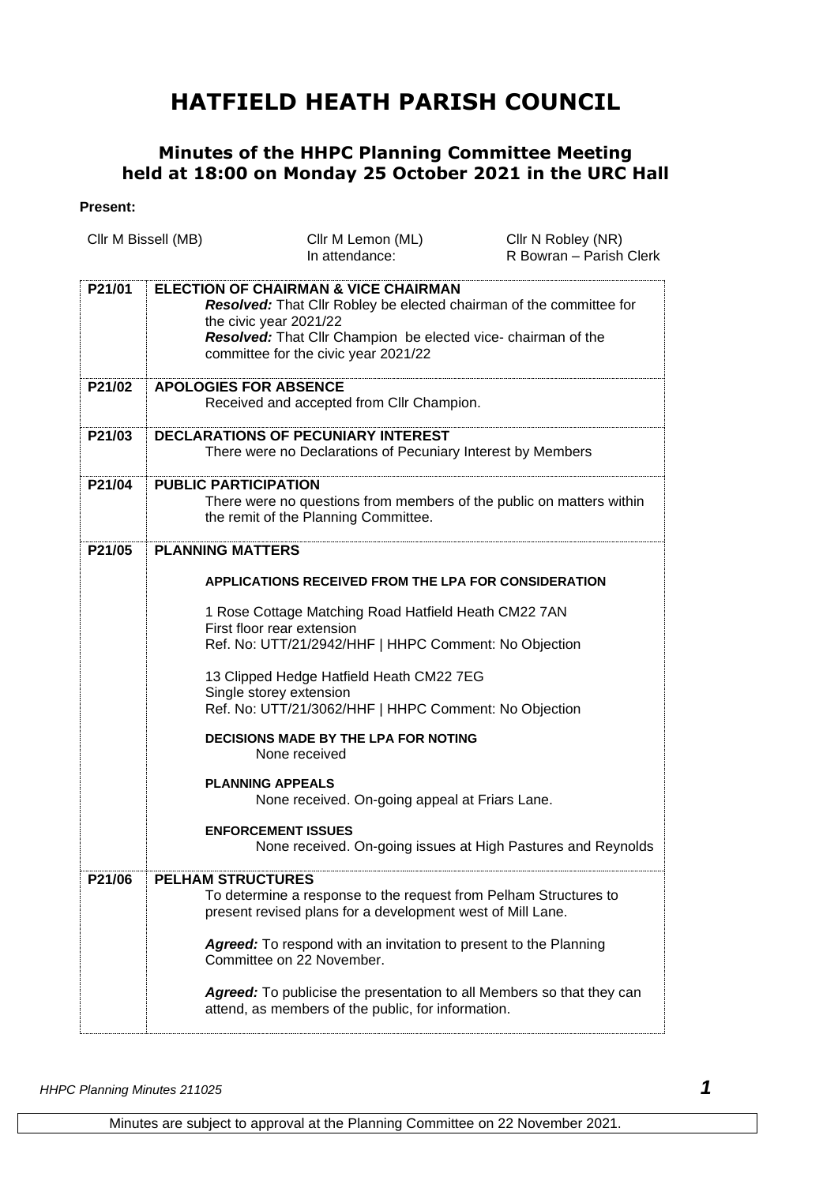# HATFIELD HEATH PARISH COUNCIL

## Minutes of the HHPC Planning Committee Meeting held at 18:00 on Monday 25 October 2021 in the URC Hall

**Present:**

| Cllr M Bissell (MB) | Cllr M Lemon (ML) | Cllr N Robley (NR) |
|---|---|---|
| | In attendance: | R Bowran – Parish Clerk |

| | |
|---|---|
| **P21/01** | **ELECTION OF CHAIRMAN & VICE CHAIRMAN**<br>***Resolved:*** That Cllr Robley be elected chairman of the committee for the civic year 2021/22<br>***Resolved:*** That Cllr Champion be elected vice- chairman of the committee for the civic year 2021/22 |
| **P21/02** | **APOLOGIES FOR ABSENCE**<br>Received and accepted from Cllr Champion. |
| **P21/03** | **DECLARATIONS OF PECUNIARY INTEREST**<br>There were no Declarations of Pecuniary Interest by Members |
| **P21/04** | **PUBLIC PARTICIPATION**<br>There were no questions from members of the public on matters within the remit of the Planning Committee. |
| **P21/05** | **PLANNING MATTERS**<br><br>**APPLICATIONS RECEIVED FROM THE LPA FOR CONSIDERATION**<br><br>1 Rose Cottage Matching Road Hatfield Heath CM22 7AN<br>First floor rear extension<br>Ref. No: UTT/21/2942/HHF \| HHPC Comment: No Objection<br><br>13 Clipped Hedge Hatfield Heath CM22 7EG<br>Single storey extension<br>Ref. No: UTT/21/3062/HHF \| HHPC Comment: No Objection<br><br>**DECISIONS MADE BY THE LPA FOR NOTING**<br>None received<br><br>**PLANNING APPEALS**<br>None received. On-going appeal at Friars Lane.<br><br>**ENFORCEMENT ISSUES**<br>None received. On-going issues at High Pastures and Reynolds |
| **P21/06** | **PELHAM STRUCTURES**<br>To determine a response to the request from Pelham Structures to present revised plans for a development west of Mill Lane.<br><br>***Agreed:*** To respond with an invitation to present to the Planning Committee on 22 November.<br><br>***Agreed:*** To publicise the presentation to all Members so that they can attend, as members of the public, for information. |

Minutes are subject to approval at the Planning Committee on 22 November 2021.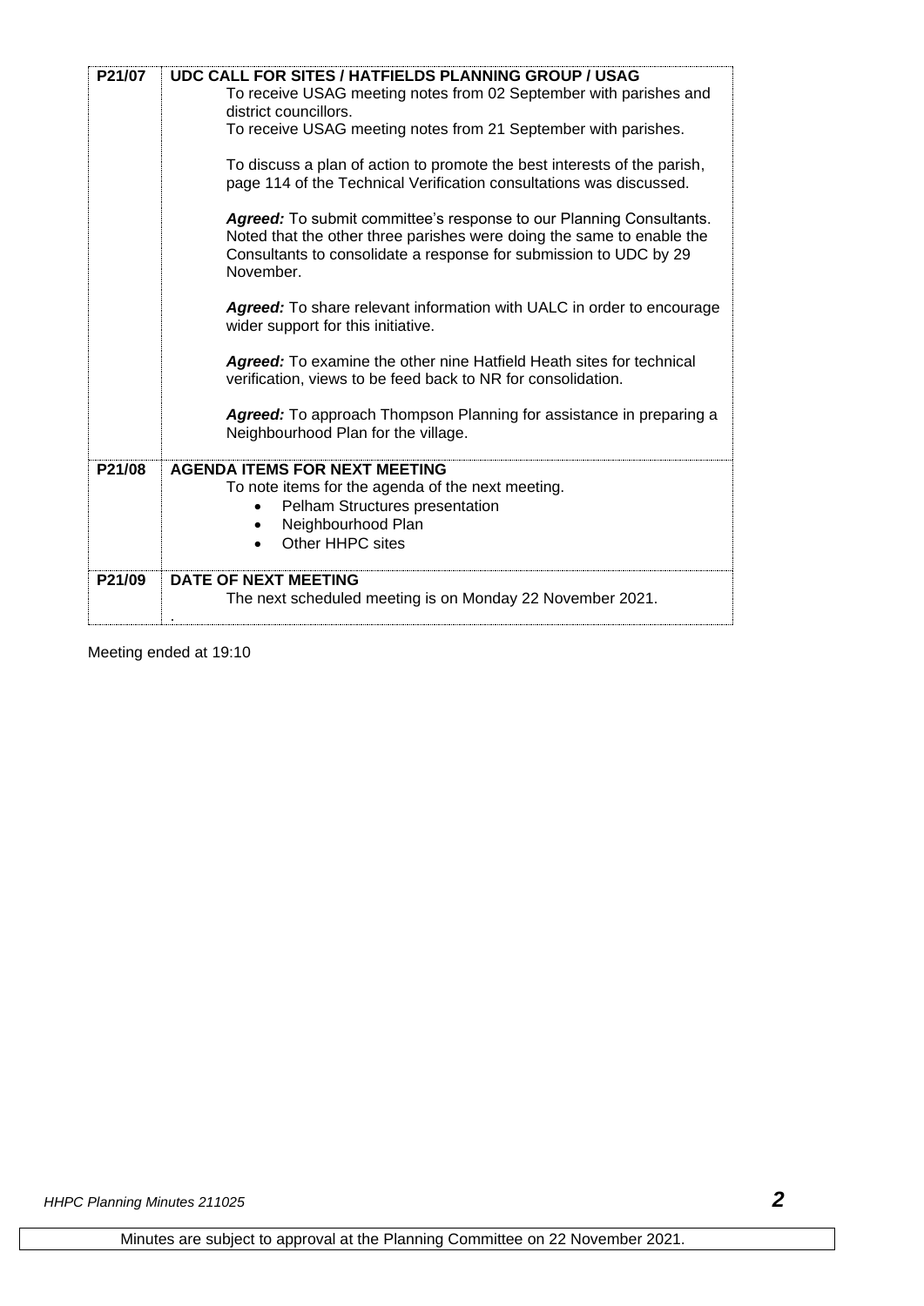| | |
|---|---|
| **P21/07** | **UDC CALL FOR SITES / HATFIELDS PLANNING GROUP / USAG**<br>To receive USAG meeting notes from 02 September with parishes and district councillors.<br>To receive USAG meeting notes from 21 September with parishes.<br><br>To discuss a plan of action to promote the best interests of the parish, page 114 of the Technical Verification consultations was discussed.<br><br>***Agreed:*** To submit committee's response to our Planning Consultants. Noted that the other three parishes were doing the same to enable the Consultants to consolidate a response for submission to UDC by 29 November.<br><br>***Agreed:*** To share relevant information with UALC in order to encourage wider support for this initiative.<br><br>***Agreed:*** To examine the other nine Hatfield Heath sites for technical verification, views to be feed back to NR for consolidation.<br><br>***Agreed:*** To approach Thompson Planning for assistance in preparing a Neighbourhood Plan for the village. |
| **P21/08** | **AGENDA ITEMS FOR NEXT MEETING**<br>To note items for the agenda of the next meeting.<br>• Pelham Structures presentation<br>• Neighbourhood Plan<br>• Other HHPC sites |
| **P21/09** | **DATE OF NEXT MEETING**<br>The next scheduled meeting is on Monday 22 November 2021.<br>. |

Meeting ended at 19:10

Minutes are subject to approval at the Planning Committee on 22 November 2021.